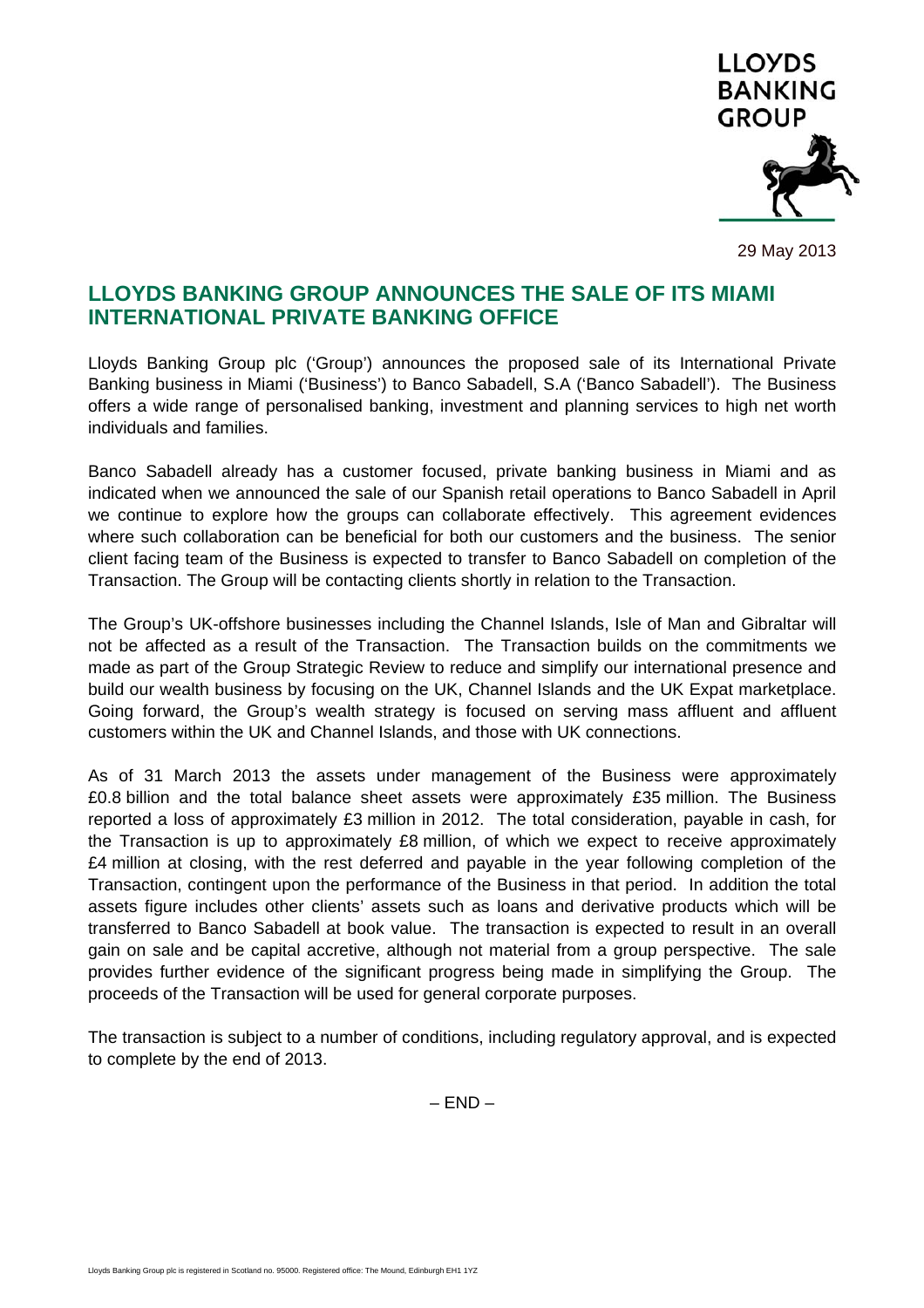29 May 2013

# LLOYDS BANKING GROUP ANNOUNCES THE SALE OF ITS MIAMI INTERNATIONAL PRIVATE BANKING OFFICE

Lloyds Banking Group plc ('Group') announces the proposed sale of its International Private Banking business in Miami ('Business') to Banco Sabadell, S.A ('Banco Sabadell'). The Business offers a wide range of personalised banking, investment and planning services to high net worth individuals and families.

Banco Sabadell already has a customer focused, private banking business in Miami and as indicated when we announced the sale of our Spanish retail operations to Banco Sabadell in April we continue to explore how the groups can collaborate effectively. This agreement evidences where such collaboration can be beneficial for both our customers and the business. The senior client facing team of the Business is expected to transfer to Banco Sabadell on completion of the Transaction. The Group will be contacting clients shortly in relation to the Transaction.

The Group's UK-offshore businesses including the Channel Islands, Isle of Man and Gibraltar will not be affected as a result of the Transaction. The Transaction builds on the commitments we made as part of the Group Strategic Review to reduce and simplify our international presence and build our wealth business by focusing on the UK, Channel Islands and the UK Expat marketplace. Going forward, the Group's wealth strategy is focused on serving mass affluent and affluent customers within the UK and Channel Islands, and those with UK connections.

As of 31 March 2013 the assets under management of the Business were approximately £0.8 billion and the total balance sheet assets were approximately £35 million. The Business reported a loss of approximately £3 million in 2012. The total consideration, payable in cash, for the Transaction is up to approximately £8 million, of which we expect to receive approximately £4 million at closing, with the rest deferred and payable in the year following completion of the Transaction, contingent upon the performance of the Business in that period. In addition the total assets figure includes other clients' assets such as loans and derivative products which will be transferred to Banco Sabadell at book value. The transaction is expected to result in an overall gain on sale and be capital accretive, although not material from a group perspective. The sale provides further evidence of the significant progress being made in simplifying the Group. The proceeds of the Transaction will be used for general corporate purposes.

The transaction is subject to a number of conditions, including regulatory approval, and is expected to complete by the end of 2013.

– END –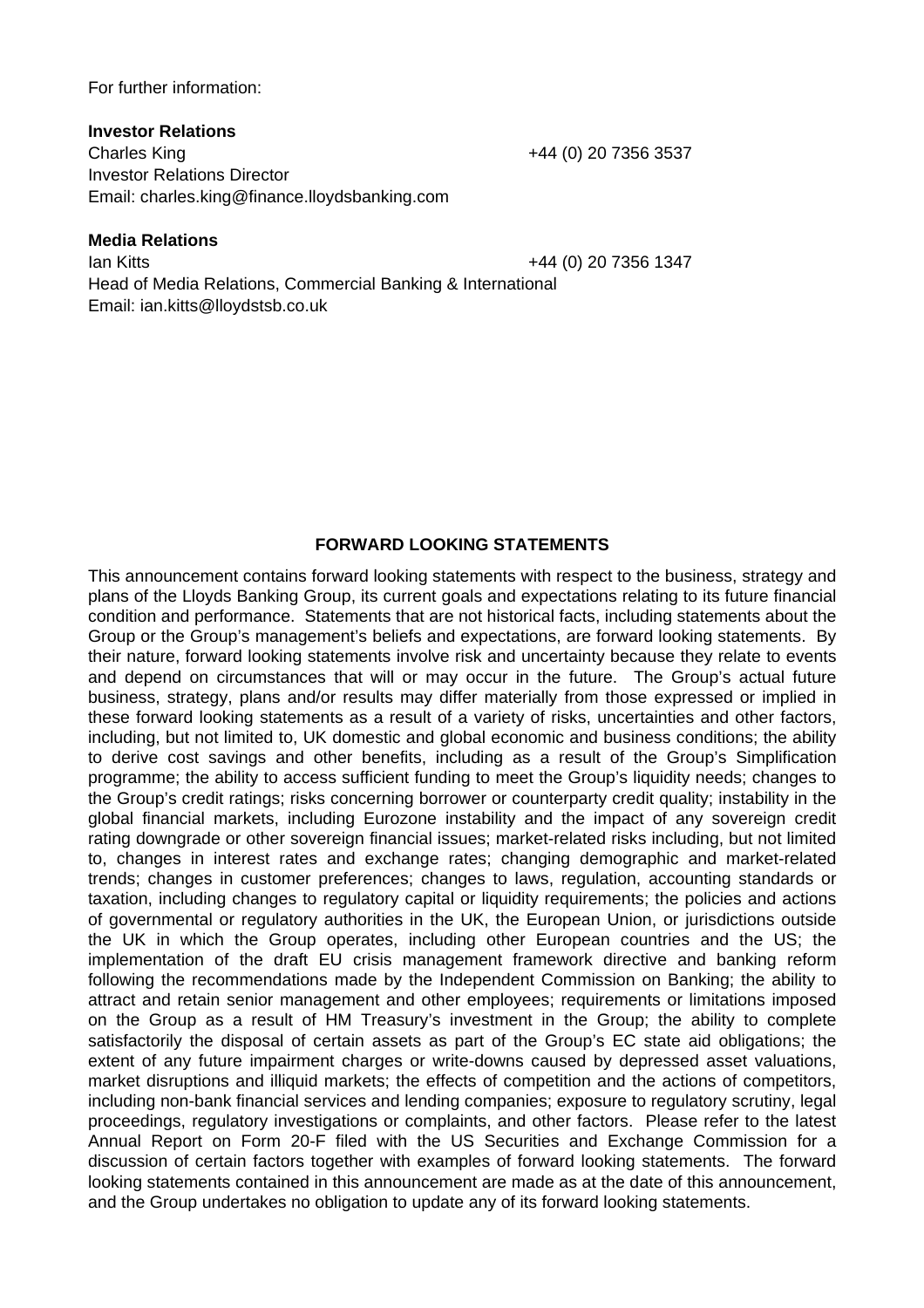For further information:

**Investor Relations**

Charles King +44 (0) 20 7356 3537
Investor Relations Director
Email: charles.king@finance.lloydsbanking.com

**Media Relations**

Ian Kitts +44 (0) 20 7356 1347
Head of Media Relations, Commercial Banking & International
Email: ian.kitts@lloydstsb.co.uk

## FORWARD LOOKING STATEMENTS

This announcement contains forward looking statements with respect to the business, strategy and plans of the Lloyds Banking Group, its current goals and expectations relating to its future financial condition and performance. Statements that are not historical facts, including statements about the Group or the Group's management's beliefs and expectations, are forward looking statements. By their nature, forward looking statements involve risk and uncertainty because they relate to events and depend on circumstances that will or may occur in the future. The Group's actual future business, strategy, plans and/or results may differ materially from those expressed or implied in these forward looking statements as a result of a variety of risks, uncertainties and other factors, including, but not limited to, UK domestic and global economic and business conditions; the ability to derive cost savings and other benefits, including as a result of the Group's Simplification programme; the ability to access sufficient funding to meet the Group's liquidity needs; changes to the Group's credit ratings; risks concerning borrower or counterparty credit quality; instability in the global financial markets, including Eurozone instability and the impact of any sovereign credit rating downgrade or other sovereign financial issues; market-related risks including, but not limited to, changes in interest rates and exchange rates; changing demographic and market-related trends; changes in customer preferences; changes to laws, regulation, accounting standards or taxation, including changes to regulatory capital or liquidity requirements; the policies and actions of governmental or regulatory authorities in the UK, the European Union, or jurisdictions outside the UK in which the Group operates, including other European countries and the US; the implementation of the draft EU crisis management framework directive and banking reform following the recommendations made by the Independent Commission on Banking; the ability to attract and retain senior management and other employees; requirements or limitations imposed on the Group as a result of HM Treasury's investment in the Group; the ability to complete satisfactorily the disposal of certain assets as part of the Group's EC state aid obligations; the extent of any future impairment charges or write-downs caused by depressed asset valuations, market disruptions and illiquid markets; the effects of competition and the actions of competitors, including non-bank financial services and lending companies; exposure to regulatory scrutiny, legal proceedings, regulatory investigations or complaints, and other factors. Please refer to the latest Annual Report on Form 20-F filed with the US Securities and Exchange Commission for a discussion of certain factors together with examples of forward looking statements. The forward looking statements contained in this announcement are made as at the date of this announcement, and the Group undertakes no obligation to update any of its forward looking statements.